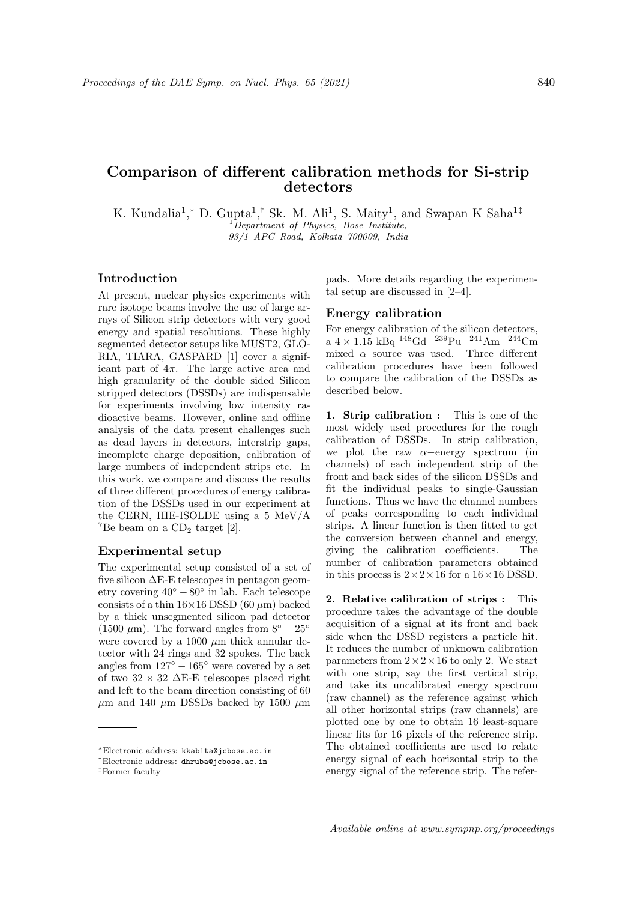# Comparison of different calibration methods for Si-strip detectors

K. Kundalia[1,*] D. Gupta[1,†] Sk. M. Ali[1], S. Maity[1], and Swapan K Saha[1‡]

[1] *Department of Physics, Bose Institute, 93/1 APC Road, Kolkata 700009, India*

## Introduction

At present, nuclear physics experiments with rare isotope beams involve the use of large arrays of Silicon strip detectors with very good energy and spatial resolutions. These highly segmented detector setups like MUST2, GLORIA, TIARA, GASPARD [1] cover a significant part of $4\pi$. The large active area and high granularity of the double sided Silicon stripped detectors (DSSDs) are indispensable for experiments involving low intensity radioactive beams. However, online and offline analysis of the data present challenges such as dead layers in detectors, interstrip gaps, incomplete charge deposition, calibration of large numbers of independent strips etc. In this work, we compare and discuss the results of three different procedures of energy calibration of the DSSDs used in our experiment at the CERN, HIE-ISOLDE using a 5 MeV/A $^{7}$Be beam on a $CD_2$ target [2].

## Experimental setup

The experimental setup consisted of a set of five silicon $\Delta$E-E telescopes in pentagon geometry covering $40^\circ - 80^\circ$ in lab. Each telescope consists of a thin $16\times16$ DSSD (60 $\mu$m) backed by a thick unsegmented silicon pad detector (1500 $\mu$m). The forward angles from $8^\circ - 25^\circ$ were covered by a 1000 $\mu$m thick annular detector with 24 rings and 32 spokes. The back angles from $127^\circ - 165^\circ$ were covered by a set of two $32\times32$ $\Delta$E-E telescopes placed right and left to the beam direction consisting of 60 $\mu$m and 140 $\mu$m DSSDs backed by 1500 $\mu$m pads. More details regarding the experimental setup are discussed in [2–4].

## Energy calibration

For energy calibration of the silicon detectors, a $4\times1.15$ kBq $^{148}$Gd$-^{239}$Pu$-^{241}$Am$-^{244}$Cm mixed $\alpha$ source was used. Three different calibration procedures have been followed to compare the calibration of the DSSDs as described below.

**1. Strip calibration :** This is one of the most widely used procedures for the rough calibration of DSSDs. In strip calibration, we plot the raw $\alpha-$energy spectrum (in channels) of each independent strip of the front and back sides of the silicon DSSDs and fit the individual peaks to single-Gaussian functions. Thus we have the channel numbers of peaks corresponding to each individual strips. A linear function is then fitted to get the conversion between channel and energy, giving the calibration coefficients. The number of calibration parameters obtained in this process is $2\times2\times16$ for a $16\times16$ DSSD.

**2. Relative calibration of strips :** This procedure takes the advantage of the double acquisition of a signal at its front and back side when the DSSD registers a particle hit. It reduces the number of unknown calibration parameters from $2\times2\times16$ to only 2. We start with one strip, say the first vertical strip, and take its uncalibrated energy spectrum (raw channel) as the reference against which all other horizontal strips (raw channels) are plotted one by one to obtain 16 least-square linear fits for 16 pixels of the reference strip. The obtained coefficients are used to relate energy signal of each horizontal strip to the energy signal of the reference strip. The refer-

---

*Electronic address: kkabita@jcbose.ac.in

†Electronic address: dhruba@jcbose.ac.in

‡Former faculty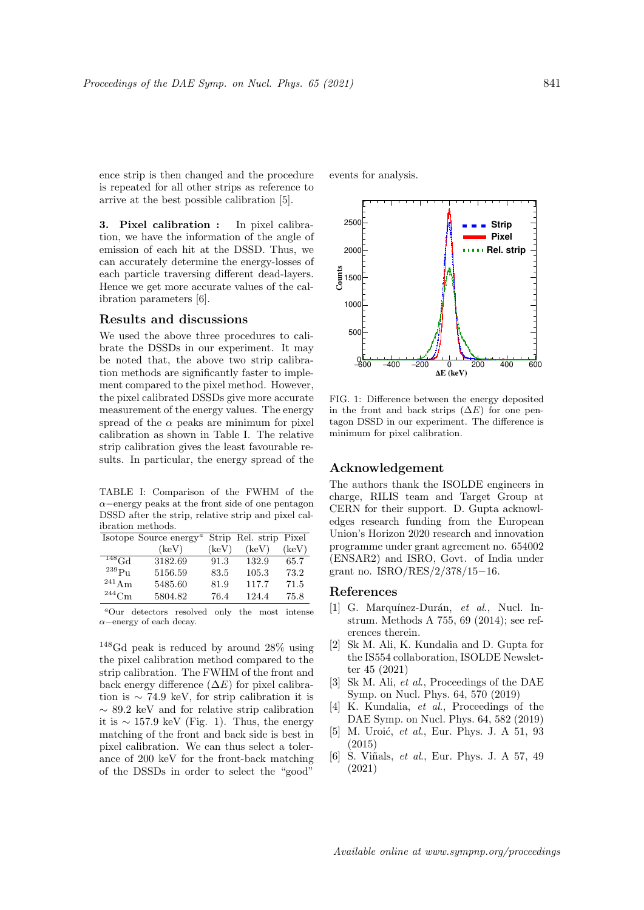ence strip is then changed and the procedure is repeated for all other strips as reference to arrive at the best possible calibration [5].

**3. Pixel calibration :** In pixel calibration, we have the information of the angle of emission of each hit at the DSSD. Thus, we can accurately determine the energy-losses of each particle traversing different dead-layers. Hence we get more accurate values of the calibration parameters [6].

## Results and discussions

We used the above three procedures to calibrate the DSSDs in our experiment. It may be noted that, the above two strip calibration methods are significantly faster to implement compared to the pixel method. However, the pixel calibrated DSSDs give more accurate measurement of the energy values. The energy spread of the $\alpha$ peaks are minimum for pixel calibration as shown in Table I. The relative strip calibration gives the least favourable results. In particular, the energy spread of the $^{148}$Gd peak is reduced by around 28% using the pixel calibration method compared to the strip calibration. The FWHM of the front and back energy difference ($\Delta E$) for pixel calibration is $\sim$ 74.9 keV, for strip calibration it is $\sim$ 89.2 keV and for relative strip calibration it is $\sim$ 157.9 keV (Fig. 1). Thus, the energy matching of the front and back side is best in pixel calibration. We can thus select a tolerance of 200 keV for the front-back matching of the DSSDs in order to select the "good" events for analysis.

TABLE I: Comparison of the FWHM of the $\alpha-$energy peaks at the front side of one pentagon DSSD after the strip, relative strip and pixel calibration methods.

| Isotope | Source energy[a] (keV) | Strip (keV) | Rel. strip (keV) | Pixel (keV) |
|---|---|---|---|---|
| $^{148}$Gd | 3182.69 | 91.3 | 132.9 | 65.7 |
| $^{239}$Pu | 5156.59 | 83.5 | 105.3 | 73.2 |
| $^{241}$Am | 5485.60 | 81.9 | 117.7 | 71.5 |
| $^{244}$Cm | 5804.82 | 76.4 | 124.4 | 75.8 |

[a]Our detectors resolved only the most intense $\alpha-$energy of each decay.

Strip
Pixel
Rel. strip
Counts
2500
2000
1500
1000
500
0
−600 −400 −200 0 200 400 600
ΔE (keV)

FIG. 1: Difference between the energy deposited in the front and back strips ($\Delta E$) for one pentagon DSSD in our experiment. The difference is minimum for pixel calibration.

## Acknowledgement

The authors thank the ISOLDE engineers in charge, RILIS team and Target Group at CERN for their support. D. Gupta acknowledges research funding from the European Union's Horizon 2020 research and innovation programme under grant agreement no. 654002 (ENSAR2) and ISRO, Govt. of India under grant no. ISRO/RES/2/378/15−16.

## References

[1] G. Marquínez-Durán, *et al.*, Nucl. Instrum. Methods A 755, 69 (2014); see references therein.

[2] Sk M. Ali, K. Kundalia and D. Gupta for the IS554 collaboration, ISOLDE Newsletter 45 (2021)

[3] Sk M. Ali, *et al.*, Proceedings of the DAE Symp. on Nucl. Phys. 64, 570 (2019)

[4] K. Kundalia, *et al.*, Proceedings of the DAE Symp. on Nucl. Phys. 64, 582 (2019)

[5] M. Uroić, *et al.*, Eur. Phys. J. A 51, 93 (2015)

[6] S. Viñals, *et al.*, Eur. Phys. J. A 57, 49 (2021)